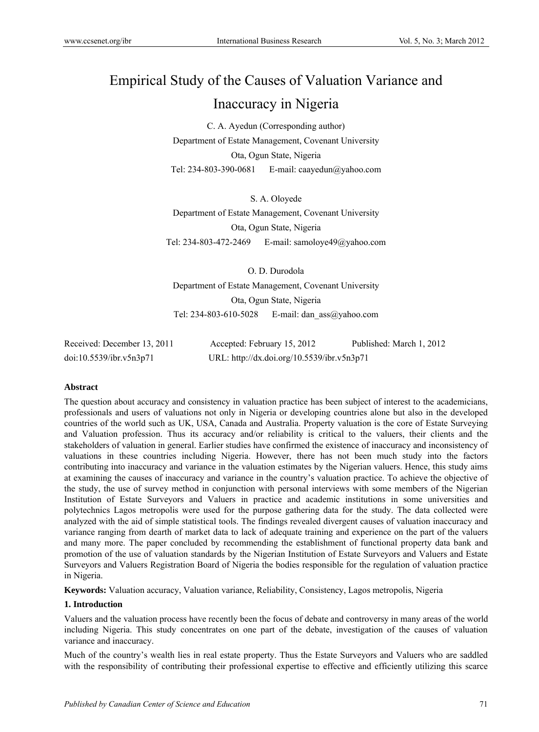# Empirical Study of the Causes of Valuation Variance and Inaccuracy in Nigeria

C. A. Ayedun (Corresponding author)

Department of Estate Management, Covenant University

Ota, Ogun State, Nigeria

Tel: 234-803-390-0681 E-mail: caayedun@yahoo.com

S. A. Oloyede

Department of Estate Management, Covenant University

Ota, Ogun State, Nigeria

Tel: 234-803-472-2469 E-mail: samoloye49@yahoo.com

O. D. Durodola

Department of Estate Management, Covenant University

Ota, Ogun State, Nigeria

Tel: 234-803-610-5028 E-mail: dan_ass@yahoo.com

Received: December 13, 2011 Accepted: February 15, 2012 Published: March 1, 2012

doi:10.5539/ibr.v5n3p71 URL: http://dx.doi.org/10.5539/ibr.v5n3p71

**Abstract**

The question about accuracy and consistency in valuation practice has been subject of interest to the academicians, professionals and users of valuations not only in Nigeria or developing countries alone but also in the developed countries of the world such as UK, USA, Canada and Australia. Property valuation is the core of Estate Surveying and Valuation profession. Thus its accuracy and/or reliability is critical to the valuers, their clients and the stakeholders of valuation in general. Earlier studies have confirmed the existence of inaccuracy and inconsistency of valuations in these countries including Nigeria. However, there has not been much study into the factors contributing into inaccuracy and variance in the valuation estimates by the Nigerian valuers. Hence, this study aims at examining the causes of inaccuracy and variance in the country's valuation practice. To achieve the objective of the study, the use of survey method in conjunction with personal interviews with some members of the Nigerian Institution of Estate Surveyors and Valuers in practice and academic institutions in some universities and polytechnics Lagos metropolis were used for the purpose gathering data for the study. The data collected were analyzed with the aid of simple statistical tools. The findings revealed divergent causes of valuation inaccuracy and variance ranging from dearth of market data to lack of adequate training and experience on the part of the valuers and many more. The paper concluded by recommending the establishment of functional property data bank and promotion of the use of valuation standards by the Nigerian Institution of Estate Surveyors and Valuers and Estate Surveyors and Valuers Registration Board of Nigeria the bodies responsible for the regulation of valuation practice in Nigeria.

**Keywords:** Valuation accuracy, Valuation variance, Reliability, Consistency, Lagos metropolis, Nigeria

## 1. Introduction

Valuers and the valuation process have recently been the focus of debate and controversy in many areas of the world including Nigeria. This study concentrates on one part of the debate, investigation of the causes of valuation variance and inaccuracy.

Much of the country's wealth lies in real estate property. Thus the Estate Surveyors and Valuers who are saddled with the responsibility of contributing their professional expertise to effective and efficiently utilizing this scarce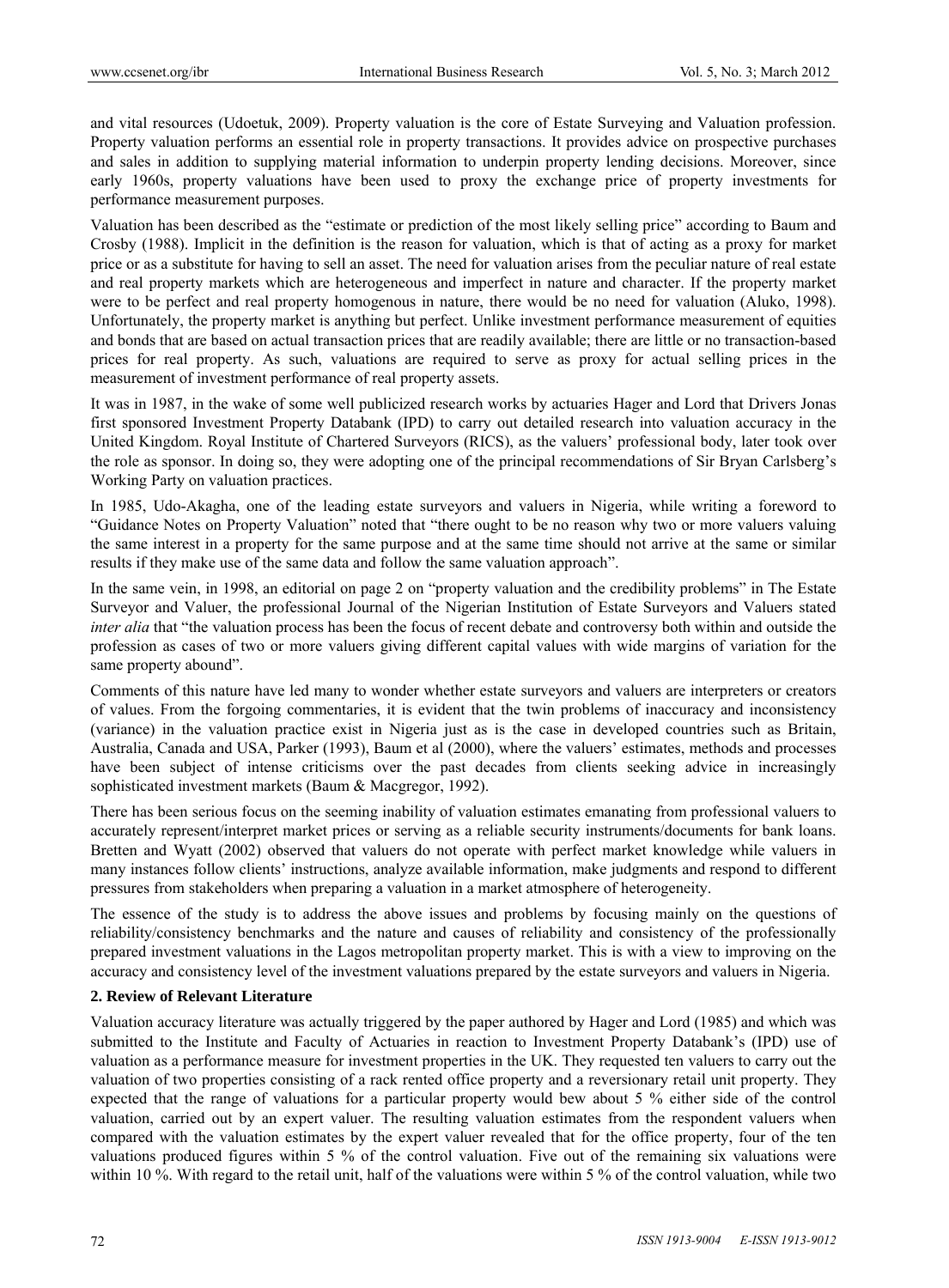and vital resources (Udoetuk, 2009). Property valuation is the core of Estate Surveying and Valuation profession. Property valuation performs an essential role in property transactions. It provides advice on prospective purchases and sales in addition to supplying material information to underpin property lending decisions. Moreover, since early 1960s, property valuations have been used to proxy the exchange price of property investments for performance measurement purposes.

Valuation has been described as the "estimate or prediction of the most likely selling price" according to Baum and Crosby (1988). Implicit in the definition is the reason for valuation, which is that of acting as a proxy for market price or as a substitute for having to sell an asset. The need for valuation arises from the peculiar nature of real estate and real property markets which are heterogeneous and imperfect in nature and character. If the property market were to be perfect and real property homogenous in nature, there would be no need for valuation (Aluko, 1998). Unfortunately, the property market is anything but perfect. Unlike investment performance measurement of equities and bonds that are based on actual transaction prices that are readily available; there are little or no transaction-based prices for real property. As such, valuations are required to serve as proxy for actual selling prices in the measurement of investment performance of real property assets.

It was in 1987, in the wake of some well publicized research works by actuaries Hager and Lord that Drivers Jonas first sponsored Investment Property Databank (IPD) to carry out detailed research into valuation accuracy in the United Kingdom. Royal Institute of Chartered Surveyors (RICS), as the valuers' professional body, later took over the role as sponsor. In doing so, they were adopting one of the principal recommendations of Sir Bryan Carlsberg's Working Party on valuation practices.

In 1985, Udo-Akagha, one of the leading estate surveyors and valuers in Nigeria, while writing a foreword to "Guidance Notes on Property Valuation" noted that "there ought to be no reason why two or more valuers valuing the same interest in a property for the same purpose and at the same time should not arrive at the same or similar results if they make use of the same data and follow the same valuation approach".

In the same vein, in 1998, an editorial on page 2 on "property valuation and the credibility problems" in The Estate Surveyor and Valuer, the professional Journal of the Nigerian Institution of Estate Surveyors and Valuers stated *inter alia* that "the valuation process has been the focus of recent debate and controversy both within and outside the profession as cases of two or more valuers giving different capital values with wide margins of variation for the same property abound".

Comments of this nature have led many to wonder whether estate surveyors and valuers are interpreters or creators of values. From the forgoing commentaries, it is evident that the twin problems of inaccuracy and inconsistency (variance) in the valuation practice exist in Nigeria just as is the case in developed countries such as Britain, Australia, Canada and USA, Parker (1993), Baum et al (2000), where the valuers' estimates, methods and processes have been subject of intense criticisms over the past decades from clients seeking advice in increasingly sophisticated investment markets (Baum & Macgregor, 1992).

There has been serious focus on the seeming inability of valuation estimates emanating from professional valuers to accurately represent/interpret market prices or serving as a reliable security instruments/documents for bank loans. Bretten and Wyatt (2002) observed that valuers do not operate with perfect market knowledge while valuers in many instances follow clients' instructions, analyze available information, make judgments and respond to different pressures from stakeholders when preparing a valuation in a market atmosphere of heterogeneity.

The essence of the study is to address the above issues and problems by focusing mainly on the questions of reliability/consistency benchmarks and the nature and causes of reliability and consistency of the professionally prepared investment valuations in the Lagos metropolitan property market. This is with a view to improving on the accuracy and consistency level of the investment valuations prepared by the estate surveyors and valuers in Nigeria.

## 2. Review of Relevant Literature

Valuation accuracy literature was actually triggered by the paper authored by Hager and Lord (1985) and which was submitted to the Institute and Faculty of Actuaries in reaction to Investment Property Databank's (IPD) use of valuation as a performance measure for investment properties in the UK. They requested ten valuers to carry out the valuation of two properties consisting of a rack rented office property and a reversionary retail unit property. They expected that the range of valuations for a particular property would bew about 5 % either side of the control valuation, carried out by an expert valuer. The resulting valuation estimates from the respondent valuers when compared with the valuation estimates by the expert valuer revealed that for the office property, four of the ten valuations produced figures within 5 % of the control valuation. Five out of the remaining six valuations were within 10 %. With regard to the retail unit, half of the valuations were within 5 % of the control valuation, while two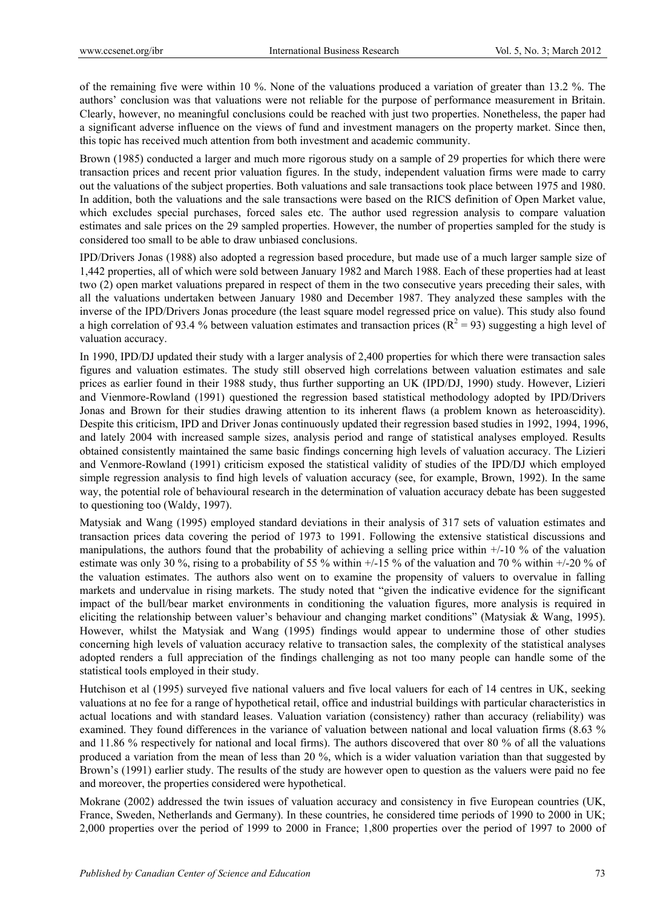of the remaining five were within 10 %. None of the valuations produced a variation of greater than 13.2 %. The authors' conclusion was that valuations were not reliable for the purpose of performance measurement in Britain. Clearly, however, no meaningful conclusions could be reached with just two properties. Nonetheless, the paper had a significant adverse influence on the views of fund and investment managers on the property market. Since then, this topic has received much attention from both investment and academic community.

Brown (1985) conducted a larger and much more rigorous study on a sample of 29 properties for which there were transaction prices and recent prior valuation figures. In the study, independent valuation firms were made to carry out the valuations of the subject properties. Both valuations and sale transactions took place between 1975 and 1980. In addition, both the valuations and the sale transactions were based on the RICS definition of Open Market value, which excludes special purchases, forced sales etc. The author used regression analysis to compare valuation estimates and sale prices on the 29 sampled properties. However, the number of properties sampled for the study is considered too small to be able to draw unbiased conclusions.

IPD/Drivers Jonas (1988) also adopted a regression based procedure, but made use of a much larger sample size of 1,442 properties, all of which were sold between January 1982 and March 1988. Each of these properties had at least two (2) open market valuations prepared in respect of them in the two consecutive years preceding their sales, with all the valuations undertaken between January 1980 and December 1987. They analyzed these samples with the inverse of the IPD/Drivers Jonas procedure (the least square model regressed price on value). This study also found a high correlation of 93.4 % between valuation estimates and transaction prices ($R^2 = 93$) suggesting a high level of valuation accuracy.

In 1990, IPD/DJ updated their study with a larger analysis of 2,400 properties for which there were transaction sales figures and valuation estimates. The study still observed high correlations between valuation estimates and sale prices as earlier found in their 1988 study, thus further supporting an UK (IPD/DJ, 1990) study. However, Lizieri and Vienmore-Rowland (1991) questioned the regression based statistical methodology adopted by IPD/Drivers Jonas and Brown for their studies drawing attention to its inherent flaws (a problem known as heteroascidity). Despite this criticism, IPD and Driver Jonas continuously updated their regression based studies in 1992, 1994, 1996, and lately 2004 with increased sample sizes, analysis period and range of statistical analyses employed. Results obtained consistently maintained the same basic findings concerning high levels of valuation accuracy. The Lizieri and Venmore-Rowland (1991) criticism exposed the statistical validity of studies of the IPD/DJ which employed simple regression analysis to find high levels of valuation accuracy (see, for example, Brown, 1992). In the same way, the potential role of behavioural research in the determination of valuation accuracy debate has been suggested to questioning too (Waldy, 1997).

Matysiak and Wang (1995) employed standard deviations in their analysis of 317 sets of valuation estimates and transaction prices data covering the period of 1973 to 1991. Following the extensive statistical discussions and manipulations, the authors found that the probability of achieving a selling price within +/-10 % of the valuation estimate was only 30 %, rising to a probability of 55 % within +/-15 % of the valuation and 70 % within +/-20 % of the valuation estimates. The authors also went on to examine the propensity of valuers to overvalue in falling markets and undervalue in rising markets. The study noted that "given the indicative evidence for the significant impact of the bull/bear market environments in conditioning the valuation figures, more analysis is required in eliciting the relationship between valuer's behaviour and changing market conditions" (Matysiak & Wang, 1995). However, whilst the Matysiak and Wang (1995) findings would appear to undermine those of other studies concerning high levels of valuation accuracy relative to transaction sales, the complexity of the statistical analyses adopted renders a full appreciation of the findings challenging as not too many people can handle some of the statistical tools employed in their study.

Hutchison et al (1995) surveyed five national valuers and five local valuers for each of 14 centres in UK, seeking valuations at no fee for a range of hypothetical retail, office and industrial buildings with particular characteristics in actual locations and with standard leases. Valuation variation (consistency) rather than accuracy (reliability) was examined. They found differences in the variance of valuation between national and local valuation firms (8.63 % and 11.86 % respectively for national and local firms). The authors discovered that over 80 % of all the valuations produced a variation from the mean of less than 20 %, which is a wider valuation variation than that suggested by Brown's (1991) earlier study. The results of the study are however open to question as the valuers were paid no fee and moreover, the properties considered were hypothetical.

Mokrane (2002) addressed the twin issues of valuation accuracy and consistency in five European countries (UK, France, Sweden, Netherlands and Germany). In these countries, he considered time periods of 1990 to 2000 in UK; 2,000 properties over the period of 1999 to 2000 in France; 1,800 properties over the period of 1997 to 2000 of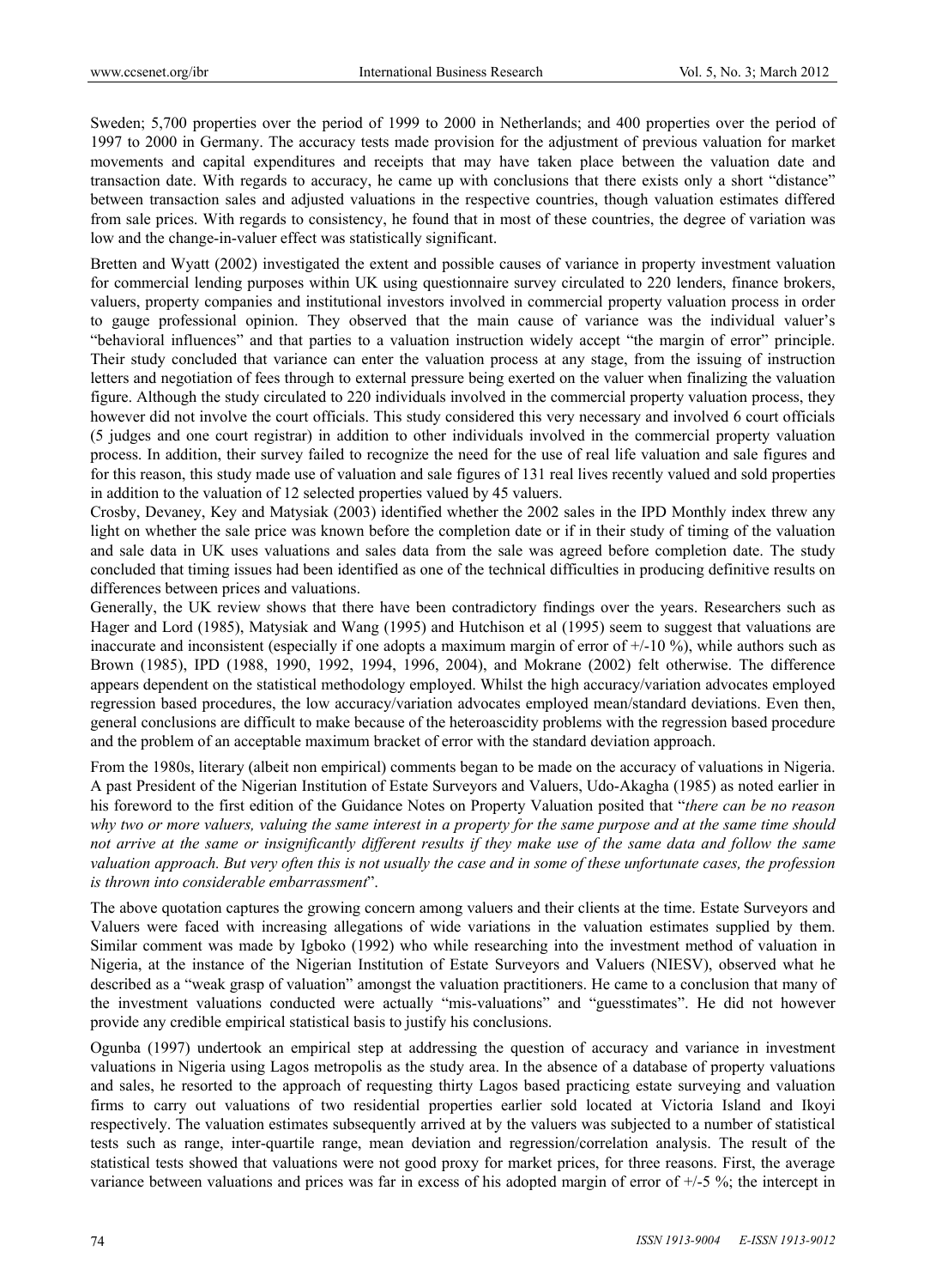Sweden; 5,700 properties over the period of 1999 to 2000 in Netherlands; and 400 properties over the period of 1997 to 2000 in Germany. The accuracy tests made provision for the adjustment of previous valuation for market movements and capital expenditures and receipts that may have taken place between the valuation date and transaction date. With regards to accuracy, he came up with conclusions that there exists only a short "distance" between transaction sales and adjusted valuations in the respective countries, though valuation estimates differed from sale prices. With regards to consistency, he found that in most of these countries, the degree of variation was low and the change-in-valuer effect was statistically significant.

Bretten and Wyatt (2002) investigated the extent and possible causes of variance in property investment valuation for commercial lending purposes within UK using questionnaire survey circulated to 220 lenders, finance brokers, valuers, property companies and institutional investors involved in commercial property valuation process in order to gauge professional opinion. They observed that the main cause of variance was the individual valuer's "behavioral influences" and that parties to a valuation instruction widely accept "the margin of error" principle. Their study concluded that variance can enter the valuation process at any stage, from the issuing of instruction letters and negotiation of fees through to external pressure being exerted on the valuer when finalizing the valuation figure. Although the study circulated to 220 individuals involved in the commercial property valuation process, they however did not involve the court officials. This study considered this very necessary and involved 6 court officials (5 judges and one court registrar) in addition to other individuals involved in the commercial property valuation process. In addition, their survey failed to recognize the need for the use of real life valuation and sale figures and for this reason, this study made use of valuation and sale figures of 131 real lives recently valued and sold properties in addition to the valuation of 12 selected properties valued by 45 valuers.

Crosby, Devaney, Key and Matysiak (2003) identified whether the 2002 sales in the IPD Monthly index threw any light on whether the sale price was known before the completion date or if in their study of timing of the valuation and sale data in UK uses valuations and sales data from the sale was agreed before completion date. The study concluded that timing issues had been identified as one of the technical difficulties in producing definitive results on differences between prices and valuations.

Generally, the UK review shows that there have been contradictory findings over the years. Researchers such as Hager and Lord (1985), Matysiak and Wang (1995) and Hutchison et al (1995) seem to suggest that valuations are inaccurate and inconsistent (especially if one adopts a maximum margin of error of +/-10 %), while authors such as Brown (1985), IPD (1988, 1990, 1992, 1994, 1996, 2004), and Mokrane (2002) felt otherwise. The difference appears dependent on the statistical methodology employed. Whilst the high accuracy/variation advocates employed regression based procedures, the low accuracy/variation advocates employed mean/standard deviations. Even then, general conclusions are difficult to make because of the heteroascidity problems with the regression based procedure and the problem of an acceptable maximum bracket of error with the standard deviation approach.

From the 1980s, literary (albeit non empirical) comments began to be made on the accuracy of valuations in Nigeria. A past President of the Nigerian Institution of Estate Surveyors and Valuers, Udo-Akagha (1985) as noted earlier in his foreword to the first edition of the Guidance Notes on Property Valuation posited that "*there can be no reason why two or more valuers, valuing the same interest in a property for the same purpose and at the same time should not arrive at the same or insignificantly different results if they make use of the same data and follow the same valuation approach. But very often this is not usually the case and in some of these unfortunate cases, the profession is thrown into considerable embarrassment*".

The above quotation captures the growing concern among valuers and their clients at the time. Estate Surveyors and Valuers were faced with increasing allegations of wide variations in the valuation estimates supplied by them. Similar comment was made by Igboko (1992) who while researching into the investment method of valuation in Nigeria, at the instance of the Nigerian Institution of Estate Surveyors and Valuers (NIESV), observed what he described as a "weak grasp of valuation" amongst the valuation practitioners. He came to a conclusion that many of the investment valuations conducted were actually "mis-valuations" and "guesstimates". He did not however provide any credible empirical statistical basis to justify his conclusions.

Ogunba (1997) undertook an empirical step at addressing the question of accuracy and variance in investment valuations in Nigeria using Lagos metropolis as the study area. In the absence of a database of property valuations and sales, he resorted to the approach of requesting thirty Lagos based practicing estate surveying and valuation firms to carry out valuations of two residential properties earlier sold located at Victoria Island and Ikoyi respectively. The valuation estimates subsequently arrived at by the valuers was subjected to a number of statistical tests such as range, inter-quartile range, mean deviation and regression/correlation analysis. The result of the statistical tests showed that valuations were not good proxy for market prices, for three reasons. First, the average variance between valuations and prices was far in excess of his adopted margin of error of +/-5 %; the intercept in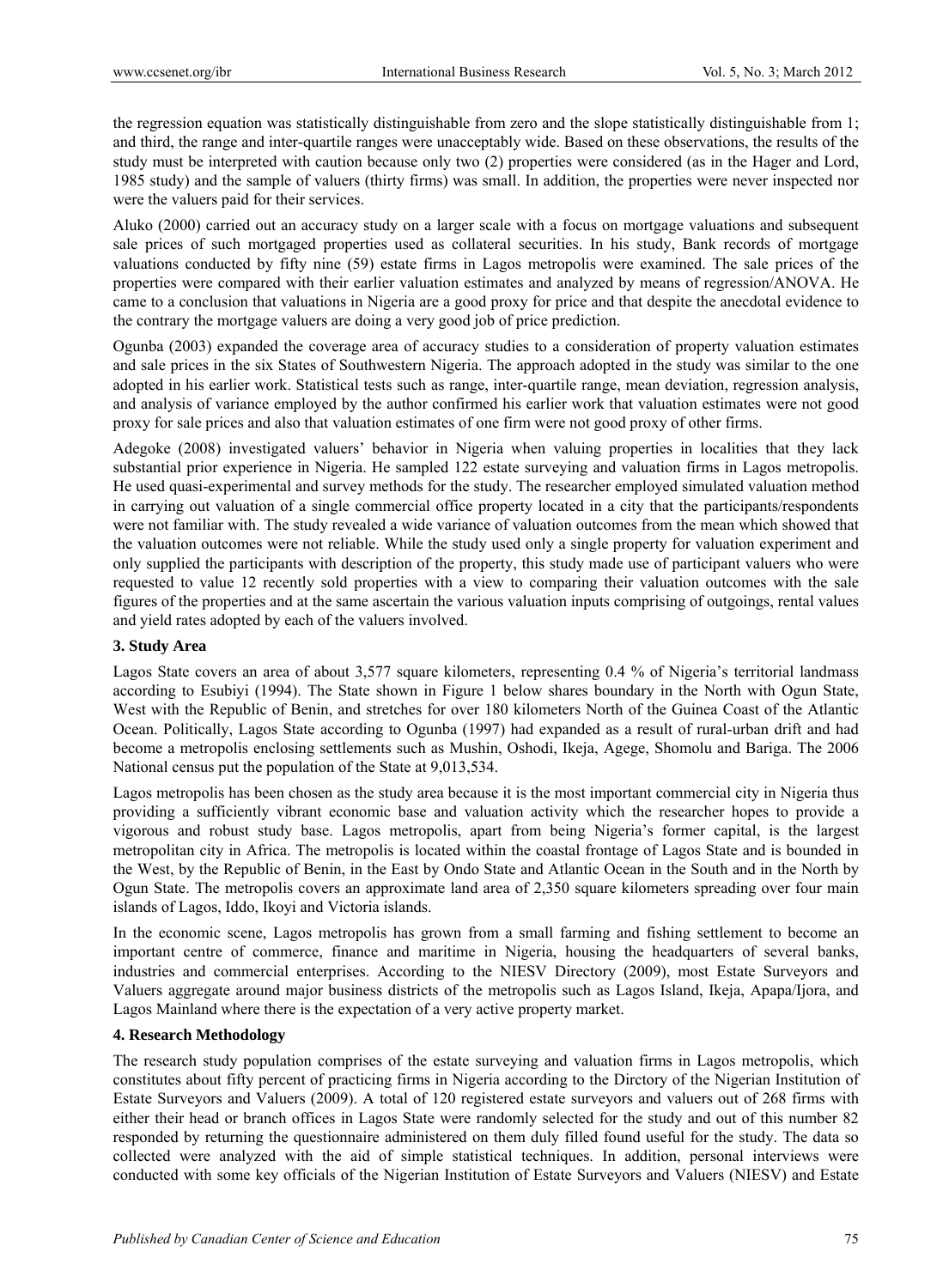the regression equation was statistically distinguishable from zero and the slope statistically distinguishable from 1; and third, the range and inter-quartile ranges were unacceptably wide. Based on these observations, the results of the study must be interpreted with caution because only two (2) properties were considered (as in the Hager and Lord, 1985 study) and the sample of valuers (thirty firms) was small. In addition, the properties were never inspected nor were the valuers paid for their services.

Aluko (2000) carried out an accuracy study on a larger scale with a focus on mortgage valuations and subsequent sale prices of such mortgaged properties used as collateral securities. In his study, Bank records of mortgage valuations conducted by fifty nine (59) estate firms in Lagos metropolis were examined. The sale prices of the properties were compared with their earlier valuation estimates and analyzed by means of regression/ANOVA. He came to a conclusion that valuations in Nigeria are a good proxy for price and that despite the anecdotal evidence to the contrary the mortgage valuers are doing a very good job of price prediction.

Ogunba (2003) expanded the coverage area of accuracy studies to a consideration of property valuation estimates and sale prices in the six States of Southwestern Nigeria. The approach adopted in the study was similar to the one adopted in his earlier work. Statistical tests such as range, inter-quartile range, mean deviation, regression analysis, and analysis of variance employed by the author confirmed his earlier work that valuation estimates were not good proxy for sale prices and also that valuation estimates of one firm were not good proxy of other firms.

Adegoke (2008) investigated valuers' behavior in Nigeria when valuing properties in localities that they lack substantial prior experience in Nigeria. He sampled 122 estate surveying and valuation firms in Lagos metropolis. He used quasi-experimental and survey methods for the study. The researcher employed simulated valuation method in carrying out valuation of a single commercial office property located in a city that the participants/respondents were not familiar with. The study revealed a wide variance of valuation outcomes from the mean which showed that the valuation outcomes were not reliable. While the study used only a single property for valuation experiment and only supplied the participants with description of the property, this study made use of participant valuers who were requested to value 12 recently sold properties with a view to comparing their valuation outcomes with the sale figures of the properties and at the same ascertain the various valuation inputs comprising of outgoings, rental values and yield rates adopted by each of the valuers involved.

## 3. Study Area

Lagos State covers an area of about 3,577 square kilometers, representing 0.4 % of Nigeria's territorial landmass according to Esubiyi (1994). The State shown in Figure 1 below shares boundary in the North with Ogun State, West with the Republic of Benin, and stretches for over 180 kilometers North of the Guinea Coast of the Atlantic Ocean. Politically, Lagos State according to Ogunba (1997) had expanded as a result of rural-urban drift and had become a metropolis enclosing settlements such as Mushin, Oshodi, Ikeja, Agege, Shomolu and Bariga. The 2006 National census put the population of the State at 9,013,534.

Lagos metropolis has been chosen as the study area because it is the most important commercial city in Nigeria thus providing a sufficiently vibrant economic base and valuation activity which the researcher hopes to provide a vigorous and robust study base. Lagos metropolis, apart from being Nigeria's former capital, is the largest metropolitan city in Africa. The metropolis is located within the coastal frontage of Lagos State and is bounded in the West, by the Republic of Benin, in the East by Ondo State and Atlantic Ocean in the South and in the North by Ogun State. The metropolis covers an approximate land area of 2,350 square kilometers spreading over four main islands of Lagos, Iddo, Ikoyi and Victoria islands.

In the economic scene, Lagos metropolis has grown from a small farming and fishing settlement to become an important centre of commerce, finance and maritime in Nigeria, housing the headquarters of several banks, industries and commercial enterprises. According to the NIESV Directory (2009), most Estate Surveyors and Valuers aggregate around major business districts of the metropolis such as Lagos Island, Ikeja, Apapa/Ijora, and Lagos Mainland where there is the expectation of a very active property market.

## 4. Research Methodology

The research study population comprises of the estate surveying and valuation firms in Lagos metropolis, which constitutes about fifty percent of practicing firms in Nigeria according to the Dirctory of the Nigerian Institution of Estate Surveyors and Valuers (2009). A total of 120 registered estate surveyors and valuers out of 268 firms with either their head or branch offices in Lagos State were randomly selected for the study and out of this number 82 responded by returning the questionnaire administered on them duly filled found useful for the study. The data so collected were analyzed with the aid of simple statistical techniques. In addition, personal interviews were conducted with some key officials of the Nigerian Institution of Estate Surveyors and Valuers (NIESV) and Estate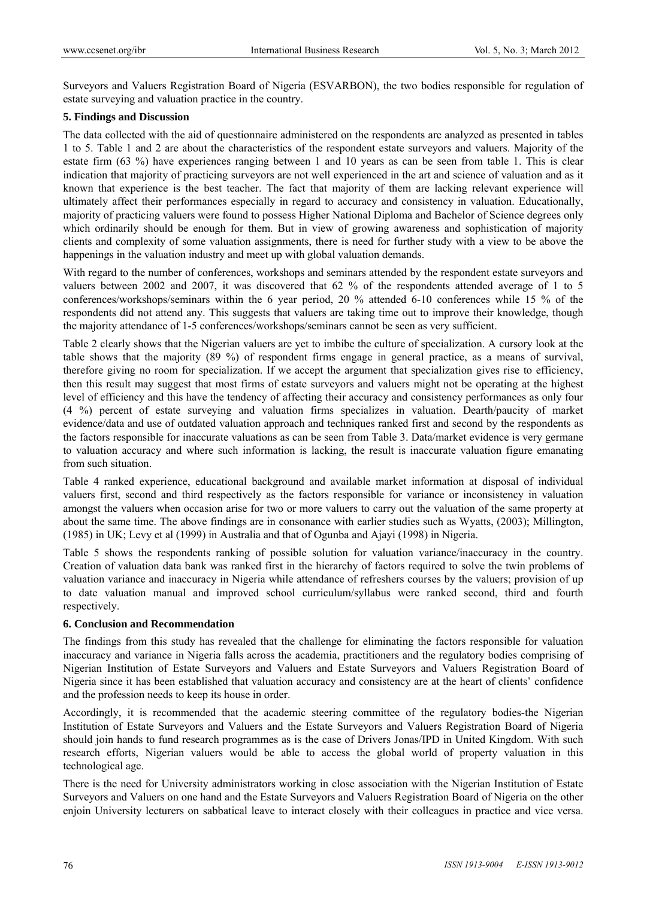Surveyors and Valuers Registration Board of Nigeria (ESVARBON), the two bodies responsible for regulation of estate surveying and valuation practice in the country.

## 5. Findings and Discussion

The data collected with the aid of questionnaire administered on the respondents are analyzed as presented in tables 1 to 5. Table 1 and 2 are about the characteristics of the respondent estate surveyors and valuers. Majority of the estate firm (63 %) have experiences ranging between 1 and 10 years as can be seen from table 1. This is clear indication that majority of practicing surveyors are not well experienced in the art and science of valuation and as it known that experience is the best teacher. The fact that majority of them are lacking relevant experience will ultimately affect their performances especially in regard to accuracy and consistency in valuation. Educationally, majority of practicing valuers were found to possess Higher National Diploma and Bachelor of Science degrees only which ordinarily should be enough for them. But in view of growing awareness and sophistication of majority clients and complexity of some valuation assignments, there is need for further study with a view to be above the happenings in the valuation industry and meet up with global valuation demands.

With regard to the number of conferences, workshops and seminars attended by the respondent estate surveyors and valuers between 2002 and 2007, it was discovered that 62 % of the respondents attended average of 1 to 5 conferences/workshops/seminars within the 6 year period, 20 % attended 6-10 conferences while 15 % of the respondents did not attend any. This suggests that valuers are taking time out to improve their knowledge, though the majority attendance of 1-5 conferences/workshops/seminars cannot be seen as very sufficient.

Table 2 clearly shows that the Nigerian valuers are yet to imbibe the culture of specialization. A cursory look at the table shows that the majority (89 %) of respondent firms engage in general practice, as a means of survival, therefore giving no room for specialization. If we accept the argument that specialization gives rise to efficiency, then this result may suggest that most firms of estate surveyors and valuers might not be operating at the highest level of efficiency and this have the tendency of affecting their accuracy and consistency performances as only four (4 %) percent of estate surveying and valuation firms specializes in valuation. Dearth/paucity of market evidence/data and use of outdated valuation approach and techniques ranked first and second by the respondents as the factors responsible for inaccurate valuations as can be seen from Table 3. Data/market evidence is very germane to valuation accuracy and where such information is lacking, the result is inaccurate valuation figure emanating from such situation.

Table 4 ranked experience, educational background and available market information at disposal of individual valuers first, second and third respectively as the factors responsible for variance or inconsistency in valuation amongst the valuers when occasion arise for two or more valuers to carry out the valuation of the same property at about the same time. The above findings are in consonance with earlier studies such as Wyatts, (2003); Millington, (1985) in UK; Levy et al (1999) in Australia and that of Ogunba and Ajayi (1998) in Nigeria.

Table 5 shows the respondents ranking of possible solution for valuation variance/inaccuracy in the country. Creation of valuation data bank was ranked first in the hierarchy of factors required to solve the twin problems of valuation variance and inaccuracy in Nigeria while attendance of refreshers courses by the valuers; provision of up to date valuation manual and improved school curriculum/syllabus were ranked second, third and fourth respectively.

## 6. Conclusion and Recommendation

The findings from this study has revealed that the challenge for eliminating the factors responsible for valuation inaccuracy and variance in Nigeria falls across the academia, practitioners and the regulatory bodies comprising of Nigerian Institution of Estate Surveyors and Valuers and Estate Surveyors and Valuers Registration Board of Nigeria since it has been established that valuation accuracy and consistency are at the heart of clients' confidence and the profession needs to keep its house in order.

Accordingly, it is recommended that the academic steering committee of the regulatory bodies-the Nigerian Institution of Estate Surveyors and Valuers and the Estate Surveyors and Valuers Registration Board of Nigeria should join hands to fund research programmes as is the case of Drivers Jonas/IPD in United Kingdom. With such research efforts, Nigerian valuers would be able to access the global world of property valuation in this technological age.

There is the need for University administrators working in close association with the Nigerian Institution of Estate Surveyors and Valuers on one hand and the Estate Surveyors and Valuers Registration Board of Nigeria on the other enjoin University lecturers on sabbatical leave to interact closely with their colleagues in practice and vice versa.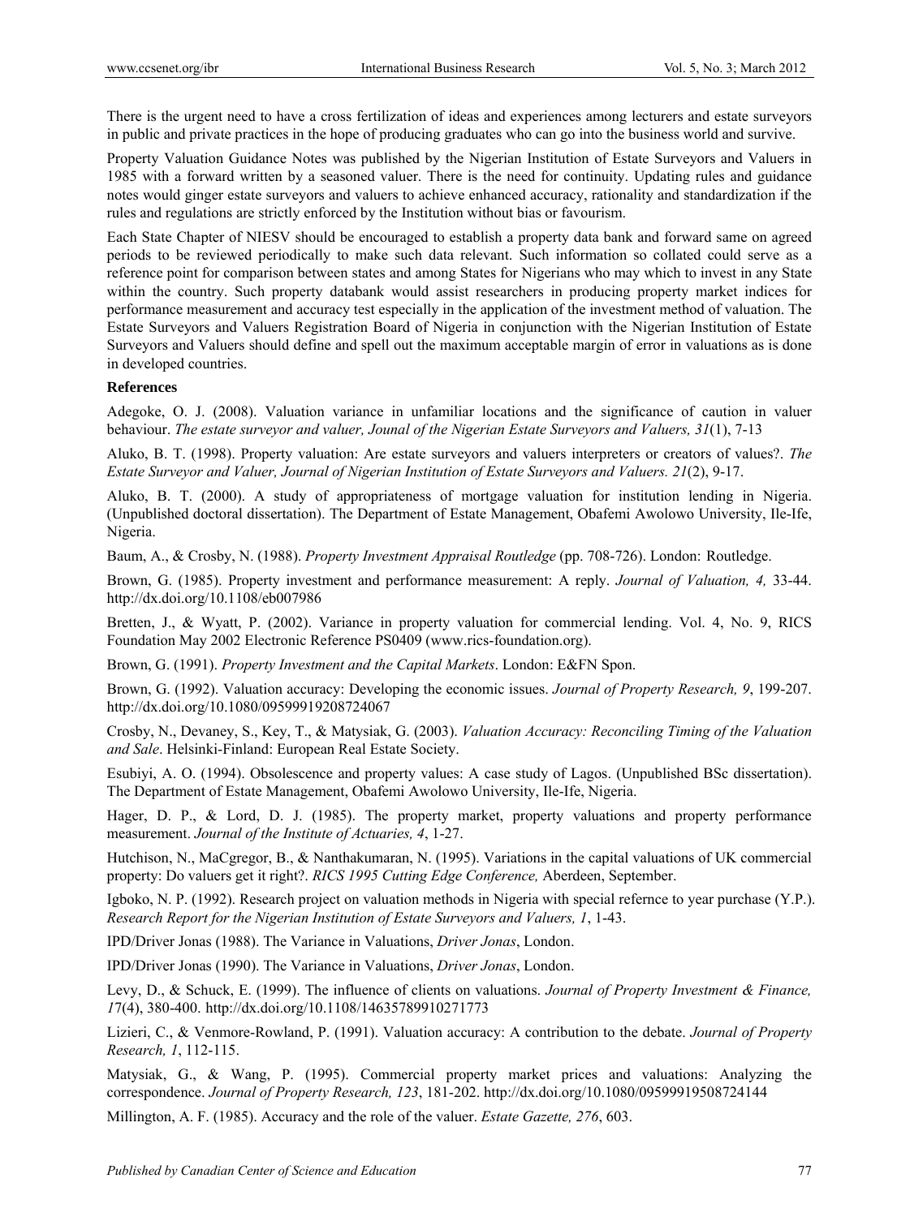There is the urgent need to have a cross fertilization of ideas and experiences among lecturers and estate surveyors in public and private practices in the hope of producing graduates who can go into the business world and survive.

Property Valuation Guidance Notes was published by the Nigerian Institution of Estate Surveyors and Valuers in 1985 with a forward written by a seasoned valuer. There is the need for continuity. Updating rules and guidance notes would ginger estate surveyors and valuers to achieve enhanced accuracy, rationality and standardization if the rules and regulations are strictly enforced by the Institution without bias or favourism.

Each State Chapter of NIESV should be encouraged to establish a property data bank and forward same on agreed periods to be reviewed periodically to make such data relevant. Such information so collated could serve as a reference point for comparison between states and among States for Nigerians who may which to invest in any State within the country. Such property databank would assist researchers in producing property market indices for performance measurement and accuracy test especially in the application of the investment method of valuation. The Estate Surveyors and Valuers Registration Board of Nigeria in conjunction with the Nigerian Institution of Estate Surveyors and Valuers should define and spell out the maximum acceptable margin of error in valuations as is done in developed countries.

**References**

Adegoke, O. J. (2008). Valuation variance in unfamiliar locations and the significance of caution in valuer behaviour. *The estate surveyor and valuer, Jounal of the Nigerian Estate Surveyors and Valuers, 31*(1), 7-13

Aluko, B. T. (1998). Property valuation: Are estate surveyors and valuers interpreters or creators of values?. *The Estate Surveyor and Valuer, Journal of Nigerian Institution of Estate Surveyors and Valuers. 21*(2), 9-17.

Aluko, B. T. (2000). A study of appropriateness of mortgage valuation for institution lending in Nigeria. (Unpublished doctoral dissertation). The Department of Estate Management, Obafemi Awolowo University, Ile-Ife, Nigeria.

Baum, A., & Crosby, N. (1988). *Property Investment Appraisal Routledge* (pp. 708-726). London: Routledge.

Brown, G. (1985). Property investment and performance measurement: A reply. *Journal of Valuation, 4,* 33-44. http://dx.doi.org/10.1108/eb007986

Bretten, J., & Wyatt, P. (2002). Variance in property valuation for commercial lending. Vol. 4, No. 9, RICS Foundation May 2002 Electronic Reference PS0409 (www.rics-foundation.org).

Brown, G. (1991). *Property Investment and the Capital Markets*. London: E&FN Spon.

Brown, G. (1992). Valuation accuracy: Developing the economic issues. *Journal of Property Research, 9*, 199-207. http://dx.doi.org/10.1080/09599919208724067

Crosby, N., Devaney, S., Key, T., & Matysiak, G. (2003). *Valuation Accuracy: Reconciling Timing of the Valuation and Sale*. Helsinki-Finland: European Real Estate Society.

Esubiyi, A. O. (1994). Obsolescence and property values: A case study of Lagos. (Unpublished BSc dissertation). The Department of Estate Management, Obafemi Awolowo University, Ile-Ife, Nigeria.

Hager, D. P., & Lord, D. J. (1985). The property market, property valuations and property performance measurement. *Journal of the Institute of Actuaries, 4*, 1-27.

Hutchison, N., MaCgregor, B., & Nanthakumaran, N. (1995). Variations in the capital valuations of UK commercial property: Do valuers get it right?. *RICS 1995 Cutting Edge Conference,* Aberdeen, September.

Igboko, N. P. (1992). Research project on valuation methods in Nigeria with special refernce to year purchase (Y.P.). *Research Report for the Nigerian Institution of Estate Surveyors and Valuers, 1*, 1-43.

IPD/Driver Jonas (1988). The Variance in Valuations, *Driver Jonas*, London.

IPD/Driver Jonas (1990). The Variance in Valuations, *Driver Jonas*, London.

Levy, D., & Schuck, E. (1999). The influence of clients on valuations. *Journal of Property Investment & Finance, 17*(4), 380-400. http://dx.doi.org/10.1108/14635789910271773

Lizieri, C., & Venmore-Rowland, P. (1991). Valuation accuracy: A contribution to the debate. *Journal of Property Research, 1*, 112-115.

Matysiak, G., & Wang, P. (1995). Commercial property market prices and valuations: Analyzing the correspondence. *Journal of Property Research, 123*, 181-202. http://dx.doi.org/10.1080/09599919508724144

Millington, A. F. (1985). Accuracy and the role of the valuer. *Estate Gazette, 276*, 603.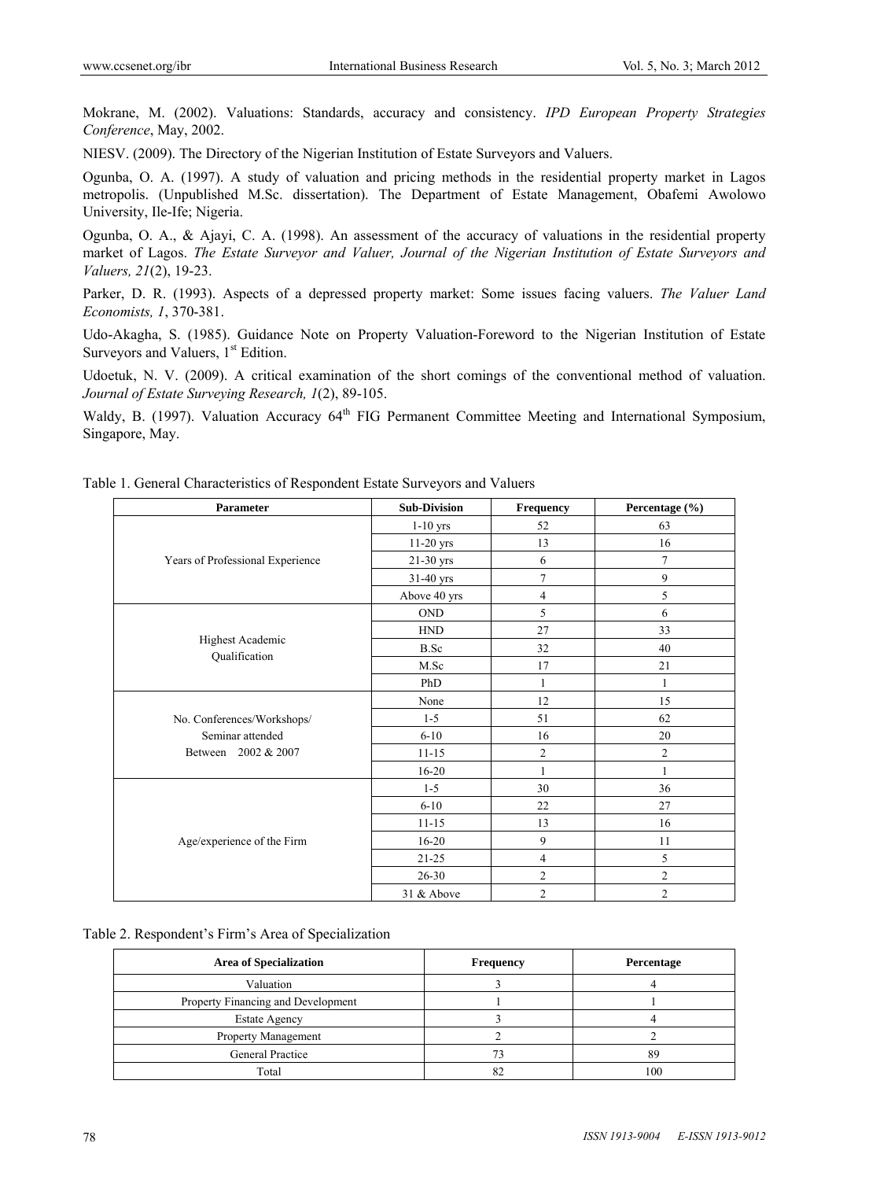Mokrane, M. (2002). Valuations: Standards, accuracy and consistency. *IPD European Property Strategies Conference*, May, 2002.

NIESV. (2009). The Directory of the Nigerian Institution of Estate Surveyors and Valuers.

Ogunba, O. A. (1997). A study of valuation and pricing methods in the residential property market in Lagos metropolis. (Unpublished M.Sc. dissertation). The Department of Estate Management, Obafemi Awolowo University, Ile-Ife; Nigeria.

Ogunba, O. A., & Ajayi, C. A. (1998). An assessment of the accuracy of valuations in the residential property market of Lagos. *The Estate Surveyor and Valuer, Journal of the Nigerian Institution of Estate Surveyors and Valuers, 21*(2), 19-23.

Parker, D. R. (1993). Aspects of a depressed property market: Some issues facing valuers. *The Valuer Land Economists, 1*, 370-381.

Udo-Akagha, S. (1985). Guidance Note on Property Valuation-Foreword to the Nigerian Institution of Estate Surveyors and Valuers, 1st Edition.

Udoetuk, N. V. (2009). A critical examination of the short comings of the conventional method of valuation. *Journal of Estate Surveying Research, 1*(2), 89-105.

Waldy, B. (1997). Valuation Accuracy 64th FIG Permanent Committee Meeting and International Symposium, Singapore, May.

Table 1. General Characteristics of Respondent Estate Surveyors and Valuers

| Parameter | Sub-Division | Frequency | Percentage (%) |
|---|---|---|---|
| Years of Professional Experience | 1-10 yrs | 52 | 63 |
| | 11-20 yrs | 13 | 16 |
| | 21-30 yrs | 6 | 7 |
| | 31-40 yrs | 7 | 9 |
| | Above 40 yrs | 4 | 5 |
| Highest Academic Qualification | OND | 5 | 6 |
| | HND | 27 | 33 |
| | B.Sc | 32 | 40 |
| | M.Sc | 17 | 21 |
| | PhD | 1 | 1 |
| No. Conferences/Workshops/ Seminar attended Between 2002 & 2007 | None | 12 | 15 |
| | 1-5 | 51 | 62 |
| | 6-10 | 16 | 20 |
| | 11-15 | 2 | 2 |
| | 16-20 | 1 | 1 |
| Age/experience of the Firm | 1-5 | 30 | 36 |
| | 6-10 | 22 | 27 |
| | 11-15 | 13 | 16 |
| | 16-20 | 9 | 11 |
| | 21-25 | 4 | 5 |
| | 26-30 | 2 | 2 |
| | 31 & Above | 2 | 2 |

Table 2. Respondent's Firm's Area of Specialization

| Area of Specialization | Frequency | Percentage |
|---|---|---|
| Valuation | 3 | 4 |
| Property Financing and Development | 1 | 1 |
| Estate Agency | 3 | 4 |
| Property Management | 2 | 2 |
| General Practice | 73 | 89 |
| Total | 82 | 100 |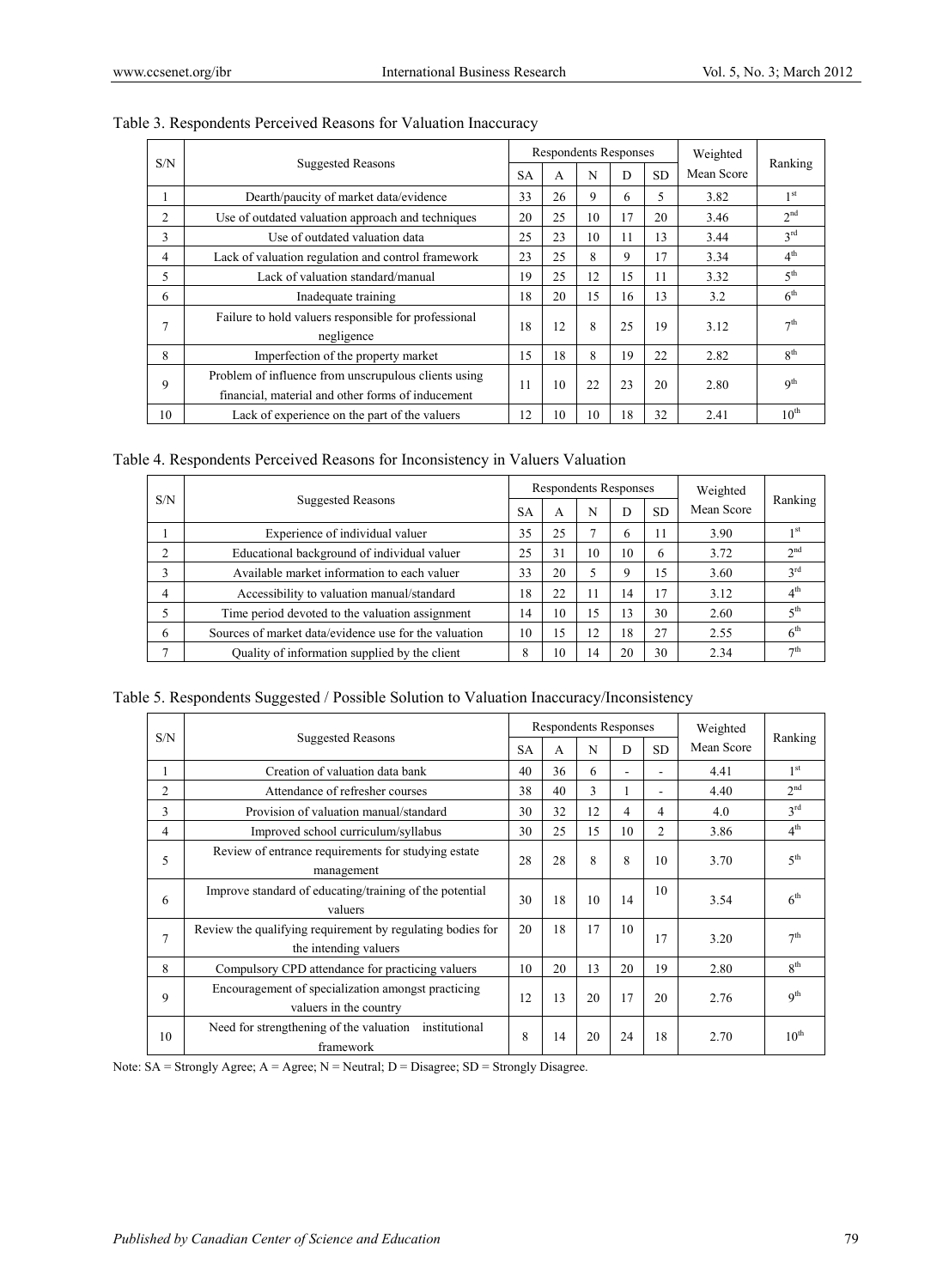Table 3. Respondents Perceived Reasons for Valuation Inaccuracy

| S/N | Suggested Reasons | Respondents Responses | | | | | Weighted Mean Score | Ranking |
|---|---|---|---|---|---|---|---|---|
| | | SA | A | N | D | SD | | |
| 1 | Dearth/paucity of market data/evidence | 33 | 26 | 9 | 6 | 5 | 3.82 | 1st |
| 2 | Use of outdated valuation approach and techniques | 20 | 25 | 10 | 17 | 20 | 3.46 | 2nd |
| 3 | Use of outdated valuation data | 25 | 23 | 10 | 11 | 13 | 3.44 | 3rd |
| 4 | Lack of valuation regulation and control framework | 23 | 25 | 8 | 9 | 17 | 3.34 | 4th |
| 5 | Lack of valuation standard/manual | 19 | 25 | 12 | 15 | 11 | 3.32 | 5th |
| 6 | Inadequate training | 18 | 20 | 15 | 16 | 13 | 3.2 | 6th |
| 7 | Failure to hold valuers responsible for professional negligence | 18 | 12 | 8 | 25 | 19 | 3.12 | 7th |
| 8 | Imperfection of the property market | 15 | 18 | 8 | 19 | 22 | 2.82 | 8th |
| 9 | Problem of influence from unscrupulous clients using financial, material and other forms of inducement | 11 | 10 | 22 | 23 | 20 | 2.80 | 9th |
| 10 | Lack of experience on the part of the valuers | 12 | 10 | 10 | 18 | 32 | 2.41 | 10th |

Table 4. Respondents Perceived Reasons for Inconsistency in Valuers Valuation

| S/N | Suggested Reasons | Respondents Responses | | | | | Weighted Mean Score | Ranking |
|---|---|---|---|---|---|---|---|---|
| | | SA | A | N | D | SD | | |
| 1 | Experience of individual valuer | 35 | 25 | 7 | 6 | 11 | 3.90 | 1st |
| 2 | Educational background of individual valuer | 25 | 31 | 10 | 10 | 6 | 3.72 | 2nd |
| 3 | Available market information to each valuer | 33 | 20 | 5 | 9 | 15 | 3.60 | 3rd |
| 4 | Accessibility to valuation manual/standard | 18 | 22 | 11 | 14 | 17 | 3.12 | 4th |
| 5 | Time period devoted to the valuation assignment | 14 | 10 | 15 | 13 | 30 | 2.60 | 5th |
| 6 | Sources of market data/evidence use for the valuation | 10 | 15 | 12 | 18 | 27 | 2.55 | 6th |
| 7 | Quality of information supplied by the client | 8 | 10 | 14 | 20 | 30 | 2.34 | 7th |

Table 5. Respondents Suggested / Possible Solution to Valuation Inaccuracy/Inconsistency

| S/N | Suggested Reasons | Respondents Responses | | | | | Weighted Mean Score | Ranking |
|---|---|---|---|---|---|---|---|---|
| | | SA | A | N | D | SD | | |
| 1 | Creation of valuation data bank | 40 | 36 | 6 | - | - | 4.41 | 1st |
| 2 | Attendance of refresher courses | 38 | 40 | 3 | 1 | - | 4.40 | 2nd |
| 3 | Provision of valuation manual/standard | 30 | 32 | 12 | 4 | 4 | 4.0 | 3rd |
| 4 | Improved school curriculum/syllabus | 30 | 25 | 15 | 10 | 2 | 3.86 | 4th |
| 5 | Review of entrance requirements for studying estate management | 28 | 28 | 8 | 8 | 10 | 3.70 | 5th |
| 6 | Improve standard of educating/training of the potential valuers | 30 | 18 | 10 | 14 | 10 | 3.54 | 6th |
| 7 | Review the qualifying requirement by regulating bodies for the intending valuers | 20 | 18 | 17 | 10 | 17 | 3.20 | 7th |
| 8 | Compulsory CPD attendance for practicing valuers | 10 | 20 | 13 | 20 | 19 | 2.80 | 8th |
| 9 | Encouragement of specialization amongst practicing valuers in the country | 12 | 13 | 20 | 17 | 20 | 2.76 | 9th |
| 10 | Need for strengthening of the valuation institutional framework | 8 | 14 | 20 | 24 | 18 | 2.70 | 10th |

Note: SA = Strongly Agree; A = Agree; N = Neutral; D = Disagree; SD = Strongly Disagree.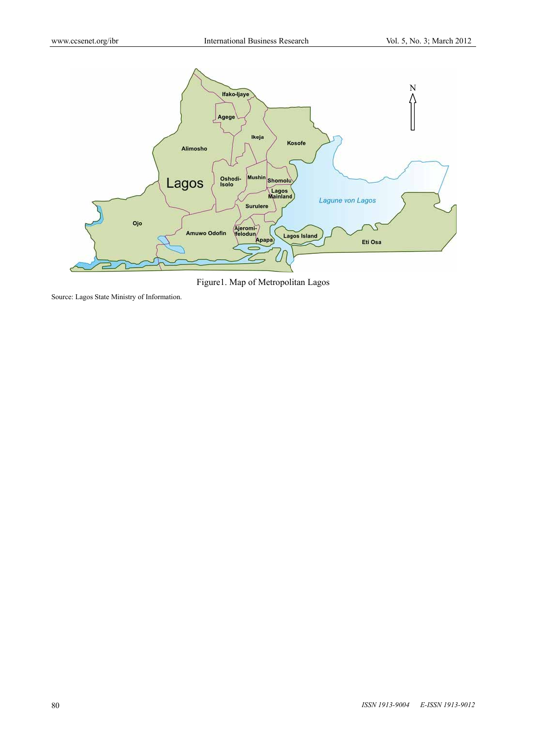Lagos

Ifako-Ijaye

Agege

Ikeja

Kosofe

Alimosho

Oshodi-Isolo

Mushin

Shomolu

Lagos Mainland

Lagune von Lagos

Surulere

Ojo

Amuwo Odofin

Ajeromi-Ifelodun

Apapa

Lagos Island

Eti Osa

N

Figure1. Map of Metropolitan Lagos

Source: Lagos State Ministry of Information.